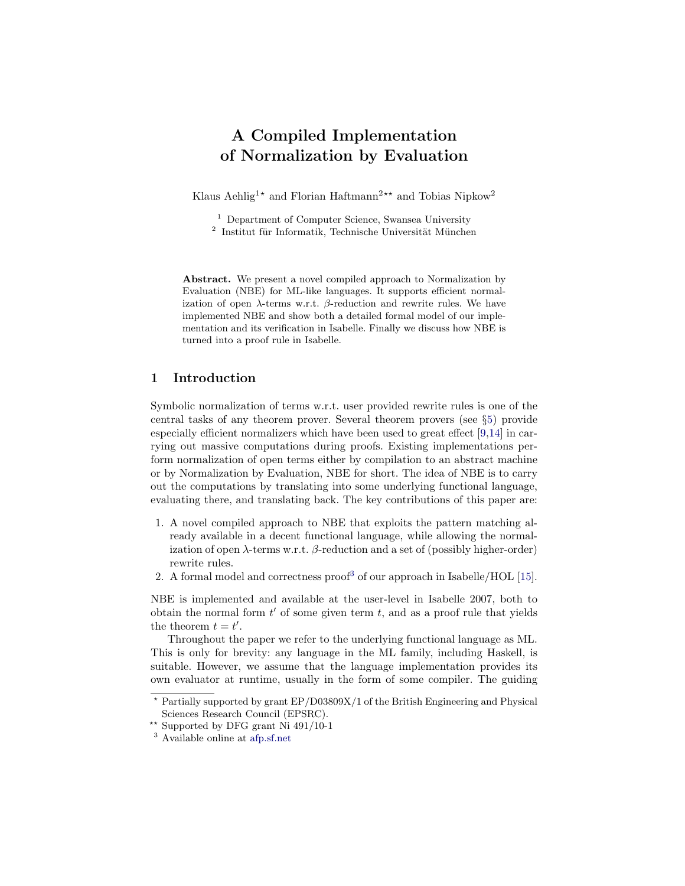# A Compiled Implementation of Normalization by Evaluation

Klaus Aehlig[1⋆] and Florian Haftmann[2⋆⋆] and Tobias Nipkow[2]

[1] Department of Computer Science, Swansea University
[2] Institut für Informatik, Technische Universität München

**Abstract.** We present a novel compiled approach to Normalization by Evaluation (NBE) for ML-like languages. It supports efficient normalization of open $\lambda$-terms w.r.t. $\beta$-reduction and rewrite rules. We have implemented NBE and show both a detailed formal model of our implementation and its verification in Isabelle. Finally we discuss how NBE is turned into a proof rule in Isabelle.

## 1 Introduction

Symbolic normalization of terms w.r.t. user provided rewrite rules is one of the central tasks of any theorem prover. Several theorem provers (see §5) provide especially efficient normalizers which have been used to great effect [9,14] in carrying out massive computations during proofs. Existing implementations perform normalization of open terms either by compilation to an abstract machine or by Normalization by Evaluation, NBE for short. The idea of NBE is to carry out the computations by translating into some underlying functional language, evaluating there, and translating back. The key contributions of this paper are:

1. A novel compiled approach to NBE that exploits the pattern matching already available in a decent functional language, while allowing the normalization of open $\lambda$-terms w.r.t. $\beta$-reduction and a set of (possibly higher-order) rewrite rules.
2. A formal model and correctness proof[3] of our approach in Isabelle/HOL [15].

NBE is implemented and available at the user-level in Isabelle 2007, both to obtain the normal form $t'$ of some given term $t$, and as a proof rule that yields the theorem $t = t'$.

Throughout the paper we refer to the underlying functional language as ML. This is only for brevity: any language in the ML family, including Haskell, is suitable. However, we assume that the language implementation provides its own evaluator at runtime, usually in the form of some compiler. The guiding

⋆ Partially supported by grant EP/D03809X/1 of the British Engineering and Physical Sciences Research Council (EPSRC).
⋆⋆ Supported by DFG grant Ni 491/10-1
[3] Available online at afp.sf.net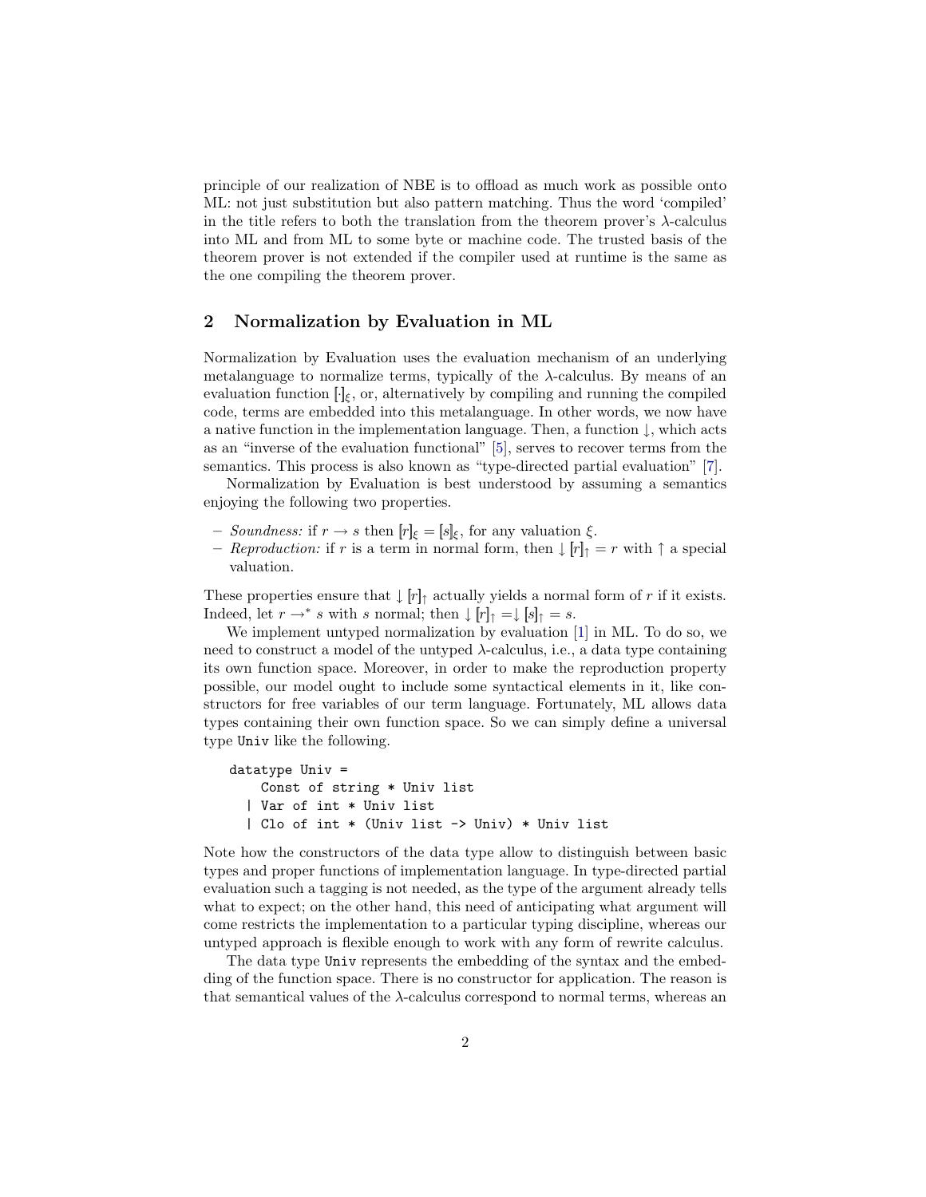principle of our realization of NBE is to offload as much work as possible onto ML: not just substitution but also pattern matching. Thus the word 'compiled' in the title refers to both the translation from the theorem prover's $\lambda$-calculus into ML and from ML to some byte or machine code. The trusted basis of the theorem prover is not extended if the compiler used at runtime is the same as the one compiling the theorem prover.

## 2 Normalization by Evaluation in ML

Normalization by Evaluation uses the evaluation mechanism of an underlying metalanguage to normalize terms, typically of the $\lambda$-calculus. By means of an evaluation function $[\![\cdot]\!]_\xi$, or, alternatively by compiling and running the compiled code, terms are embedded into this metalanguage. In other words, we now have a native function in the implementation language. Then, a function $\downarrow$, which acts as an "inverse of the evaluation functional" [5], serves to recover terms from the semantics. This process is also known as "type-directed partial evaluation" [7].

Normalization by Evaluation is best understood by assuming a semantics enjoying the following two properties.

- *Soundness:* if $r \to s$ then $[\![r]\!]_\xi = [\![s]\!]_\xi$, for any valuation $\xi$.
- *Reproduction:* if $r$ is a term in normal form, then $\downarrow [\![r]\!]_\uparrow = r$ with $\uparrow$ a special valuation.

These properties ensure that $\downarrow [\![r]\!]_\uparrow$ actually yields a normal form of $r$ if it exists. Indeed, let $r \to^* s$ with $s$ normal; then $\downarrow [\![r]\!]_\uparrow = \downarrow [\![s]\!]_\uparrow = s$.

We implement untyped normalization by evaluation [1] in ML. To do so, we need to construct a model of the untyped $\lambda$-calculus, i.e., a data type containing its own function space. Moreover, in order to make the reproduction property possible, our model ought to include some syntactical elements in it, like constructors for free variables of our term language. Fortunately, ML allows data types containing their own function space. So we can simply define a universal type Univ like the following.

```
datatype Univ =
    Const of string * Univ list
  | Var of int * Univ list
  | Clo of int * (Univ list -> Univ) * Univ list
```

Note how the constructors of the data type allow to distinguish between basic types and proper functions of implementation language. In type-directed partial evaluation such a tagging is not needed, as the type of the argument already tells what to expect; on the other hand, this need of anticipating what argument will come restricts the implementation to a particular typing discipline, whereas our untyped approach is flexible enough to work with any form of rewrite calculus.

The data type Univ represents the embedding of the syntax and the embedding of the function space. There is no constructor for application. The reason is that semantical values of the $\lambda$-calculus correspond to normal terms, whereas an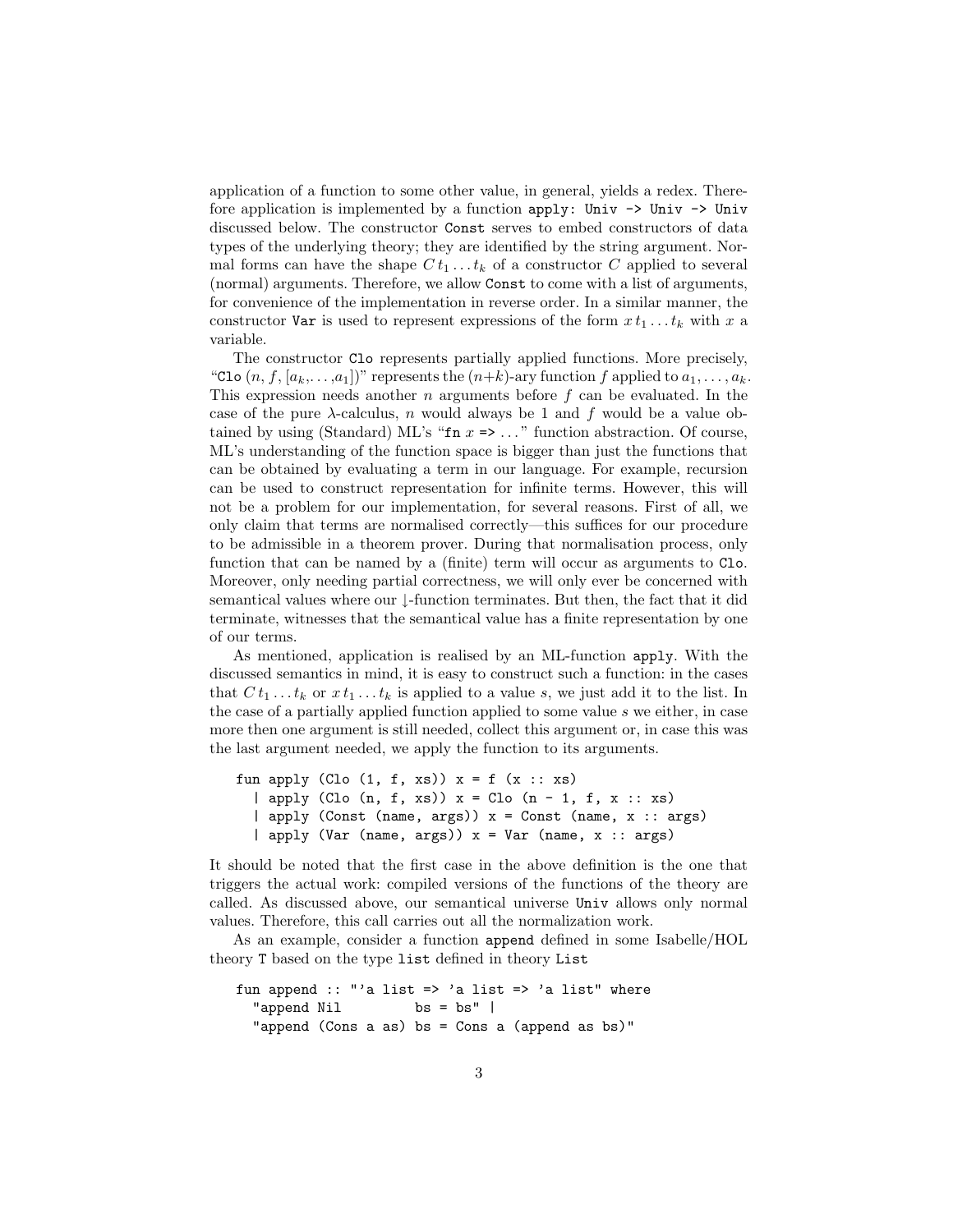application of a function to some other value, in general, yields a redex. Therefore application is implemented by a function `apply: Univ -> Univ -> Univ` discussed below. The constructor `Const` serves to embed constructors of data types of the underlying theory; they are identified by the string argument. Normal forms can have the shape $C\, t_1 \ldots t_k$ of a constructor $C$ applied to several (normal) arguments. Therefore, we allow `Const` to come with a list of arguments, for convenience of the implementation in reverse order. In a similar manner, the constructor `Var` is used to represent expressions of the form $x\, t_1 \ldots t_k$ with $x$ a variable.

The constructor `Clo` represents partially applied functions. More precisely, "`Clo` $(n, f, [a_k, \ldots, a_1])$" represents the $(n+k)$-ary function $f$ applied to $a_1, \ldots, a_k$. This expression needs another $n$ arguments before $f$ can be evaluated. In the case of the pure $\lambda$-calculus, $n$ would always be 1 and $f$ would be a value obtained by using (Standard) ML's "`fn` $x$ `=>` ..." function abstraction. Of course, ML's understanding of the function space is bigger than just the functions that can be obtained by evaluating a term in our language. For example, recursion can be used to construct representation for infinite terms. However, this will not be a problem for our implementation, for several reasons. First of all, we only claim that terms are normalised correctly—this suffices for our procedure to be admissible in a theorem prover. During that normalisation process, only function that can be named by a (finite) term will occur as arguments to `Clo`. Moreover, only needing partial correctness, we will only ever be concerned with semantical values where our $\downarrow$-function terminates. But then, the fact that it did terminate, witnesses that the semantical value has a finite representation by one of our terms.

As mentioned, application is realised by an ML-function `apply`. With the discussed semantics in mind, it is easy to construct such a function: in the cases that $C\, t_1 \ldots t_k$ or $x\, t_1 \ldots t_k$ is applied to a value $s$, we just add it to the list. In the case of a partially applied function applied to some value $s$ we either, in case more then one argument is still needed, collect this argument or, in case this was the last argument needed, we apply the function to its arguments.

```
fun apply (Clo (1, f, xs)) x = f (x :: xs)
  | apply (Clo (n, f, xs)) x = Clo (n - 1, f, x :: xs)
  | apply (Const (name, args)) x = Const (name, x :: args)
  | apply (Var (name, args)) x = Var (name, x :: args)
```

It should be noted that the first case in the above definition is the one that triggers the actual work: compiled versions of the functions of the theory are called. As discussed above, our semantical universe `Univ` allows only normal values. Therefore, this call carries out all the normalization work.

As an example, consider a function `append` defined in some Isabelle/HOL theory `T` based on the type `list` defined in theory `List`

```
fun append :: "'a list => 'a list => 'a list" where
  "append Nil          bs = bs" |
  "append (Cons a as) bs = Cons a (append as bs)"
```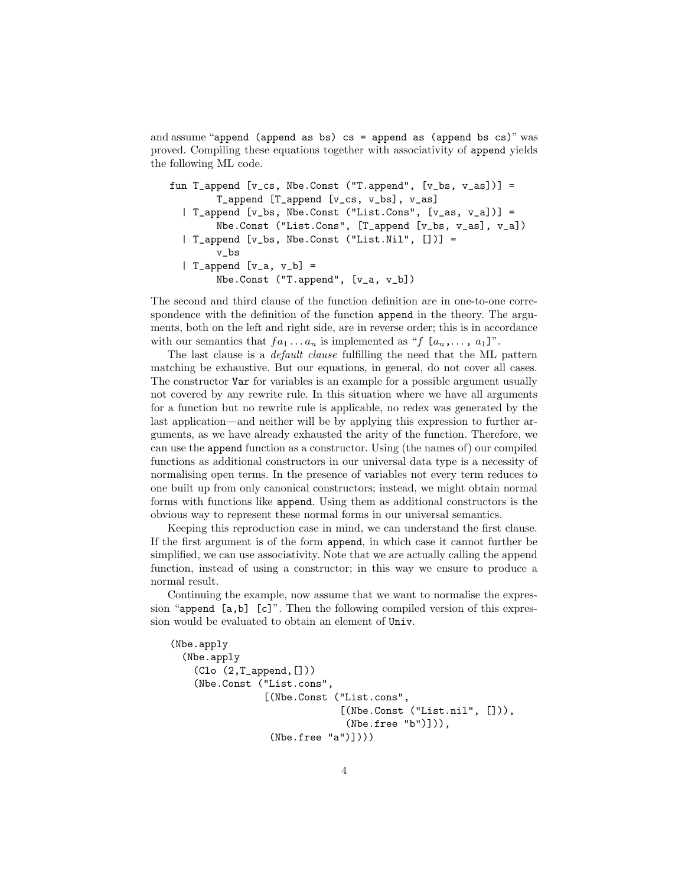and assume "`append (append as bs) cs = append as (append bs cs)`" was proved. Compiling these equations together with associativity of `append` yields the following ML code.

```
fun T_append [v_cs, Nbe.Const ("T.append", [v_bs, v_as])] =
        T_append [T_append [v_cs, v_bs], v_as]
  | T_append [v_bs, Nbe.Const ("List.Cons", [v_as, v_a])] =
        Nbe.Const ("List.Cons", [T_append [v_bs, v_as], v_a])
  | T_append [v_bs, Nbe.Const ("List.Nil", [])] =
        v_bs
  | T_append [v_a, v_b] =
        Nbe.Const ("T.append", [v_a, v_b])
```

The second and third clause of the function definition are in one-to-one correspondence with the definition of the function `append` in the theory. The arguments, both on the left and right side, are in reverse order; this is in accordance with our semantics that $f a_1 \dots a_n$ is implemented as "$f$ `[`$a_n$`,...,` $a_1$`]`".

The last clause is a *default clause* fulfilling the need that the ML pattern matching be exhaustive. But our equations, in general, do not cover all cases. The constructor `Var` for variables is an example for a possible argument usually not covered by any rewrite rule. In this situation where we have all arguments for a function but no rewrite rule is applicable, no redex was generated by the last application—and neither will be by applying this expression to further arguments, as we have already exhausted the arity of the function. Therefore, we can use the `append` function as a constructor. Using (the names of) our compiled functions as additional constructors in our universal data type is a necessity of normalising open terms. In the presence of variables not every term reduces to one built up from only canonical constructors; instead, we might obtain normal forms with functions like `append`. Using them as additional constructors is the obvious way to represent these normal forms in our universal semantics.

Keeping this reproduction case in mind, we can understand the first clause. If the first argument is of the form `append`, in which case it cannot further be simplified, we can use associativity. Note that we are actually calling the append function, instead of using a constructor; in this way we ensure to produce a normal result.

Continuing the example, now assume that we want to normalise the expression "`append [a,b] [c]`". Then the following compiled version of this expression would be evaluated to obtain an element of `Univ`.

```
(Nbe.apply
  (Nbe.apply
    (Clo (2,T_append,[]))
    (Nbe.Const ("List.cons",
               [(Nbe.Const ("List.cons",
                            [(Nbe.Const ("List.nil", [])),
                             (Nbe.free "b")])),
                (Nbe.free "a")])))
```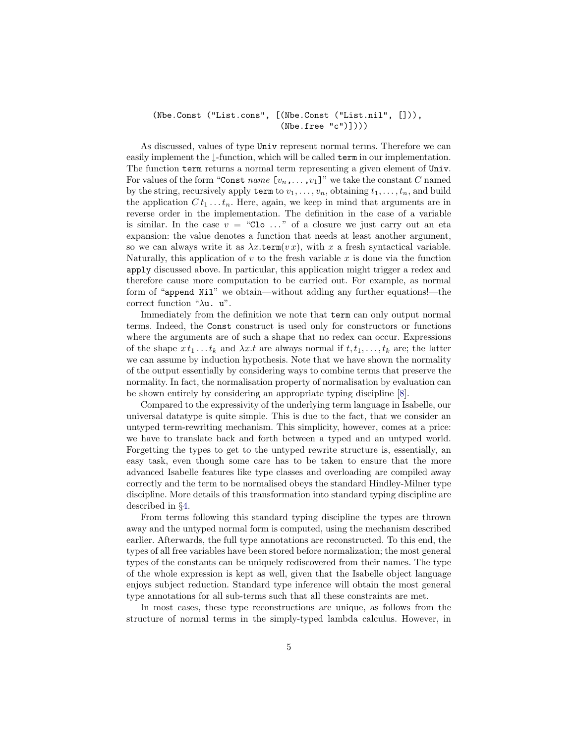```
(Nbe.Const ("List.cons", [(Nbe.Const ("List.nil", [])),
                           (Nbe.free "c")])))
```

As discussed, values of type `Univ` represent normal terms. Therefore we can easily implement the ↓-function, which will be called `term` in our implementation. The function `term` returns a normal term representing a given element of `Univ`. For values of the form "`Const` *name* `[`$v_n$`,...,`$v_1$`]`" we take the constant $C$ named by the string, recursively apply `term` to $v_1, \ldots, v_n$, obtaining $t_1, \ldots, t_n$, and build the application $C\,t_1 \ldots t_n$. Here, again, we keep in mind that arguments are in reverse order in the implementation. The definition in the case of a variable is similar. In the case $v$ = "`Clo` ..." of a closure we just carry out an eta expansion: the value denotes a function that needs at least another argument, so we can always write it as $\lambda x.\mathtt{term}(v\,x)$, with $x$ a fresh syntactical variable. Naturally, this application of $v$ to the fresh variable $x$ is done via the function `apply` discussed above. In particular, this application might trigger a redex and therefore cause more computation to be carried out. For example, as normal form of "`append Nil`" we obtain—without adding any further equations!—the correct function "`λu. u`".

Immediately from the definition we note that `term` can only output normal terms. Indeed, the `Const` construct is used only for constructors or functions where the arguments are of such a shape that no redex can occur. Expressions of the shape $x\,t_1 \ldots t_k$ and $\lambda x.t$ are always normal if $t, t_1, \ldots, t_k$ are; the latter we can assume by induction hypothesis. Note that we have shown the normality of the output essentially by considering ways to combine terms that preserve the normality. In fact, the normalisation property of normalisation by evaluation can be shown entirely by considering an appropriate typing discipline [8].

Compared to the expressivity of the underlying term language in Isabelle, our universal datatype is quite simple. This is due to the fact, that we consider an untyped term-rewriting mechanism. This simplicity, however, comes at a price: we have to translate back and forth between a typed and an untyped world. Forgetting the types to get to the untyped rewrite structure is, essentially, an easy task, even though some care has to be taken to ensure that the more advanced Isabelle features like type classes and overloading are compiled away correctly and the term to be normalised obeys the standard Hindley-Milner type discipline. More details of this transformation into standard typing discipline are described in §4.

From terms following this standard typing discipline the types are thrown away and the untyped normal form is computed, using the mechanism described earlier. Afterwards, the full type annotations are reconstructed. To this end, the types of all free variables have been stored before normalization; the most general types of the constants can be uniquely rediscovered from their names. The type of the whole expression is kept as well, given that the Isabelle object language enjoys subject reduction. Standard type inference will obtain the most general type annotations for all sub-terms such that all these constraints are met.

In most cases, these type reconstructions are unique, as follows from the structure of normal terms in the simply-typed lambda calculus. However, in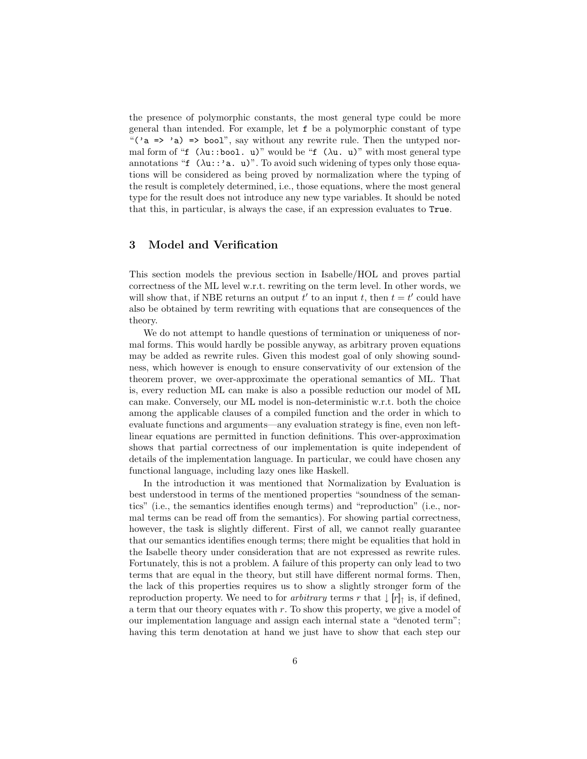the presence of polymorphic constants, the most general type could be more general than intended. For example, let `f` be a polymorphic constant of type "`('a => 'a) => bool`", say without any rewrite rule. Then the untyped normal form of "`f (λu::bool. u)`" would be "`f (λu. u)`" with most general type annotations "`f (λu::'a. u)`". To avoid such widening of types only those equations will be considered as being proved by normalization where the typing of the result is completely determined, i.e., those equations, where the most general type for the result does not introduce any new type variables. It should be noted that this, in particular, is always the case, if an expression evaluates to `True`.

## 3 Model and Verification

This section models the previous section in Isabelle/HOL and proves partial correctness of the ML level w.r.t. rewriting on the term level. In other words, we will show that, if NBE returns an output $t'$ to an input $t$, then $t = t'$ could have also be obtained by term rewriting with equations that are consequences of the theory.

We do not attempt to handle questions of termination or uniqueness of normal forms. This would hardly be possible anyway, as arbitrary proven equations may be added as rewrite rules. Given this modest goal of only showing soundness, which however is enough to ensure conservativity of our extension of the theorem prover, we over-approximate the operational semantics of ML. That is, every reduction ML can make is also a possible reduction our model of ML can make. Conversely, our ML model is non-deterministic w.r.t. both the choice among the applicable clauses of a compiled function and the order in which to evaluate functions and arguments—any evaluation strategy is fine, even non left-linear equations are permitted in function definitions. This over-approximation shows that partial correctness of our implementation is quite independent of details of the implementation language. In particular, we could have chosen any functional language, including lazy ones like Haskell.

In the introduction it was mentioned that Normalization by Evaluation is best understood in terms of the mentioned properties "soundness of the semantics" (i.e., the semantics identifies enough terms) and "reproduction" (i.e., normal terms can be read off from the semantics). For showing partial correctness, however, the task is slightly different. First of all, we cannot really guarantee that our semantics identifies enough terms; there might be equalities that hold in the Isabelle theory under consideration that are not expressed as rewrite rules. Fortunately, this is not a problem. A failure of this property can only lead to two terms that are equal in the theory, but still have different normal forms. Then, the lack of this properties requires us to show a slightly stronger form of the reproduction property. We need to for *arbitrary* terms $r$ that $\downarrow [r]_\uparrow$ is, if defined, a term that our theory equates with $r$. To show this property, we give a model of our implementation language and assign each internal state a "denoted term"; having this term denotation at hand we just have to show that each step our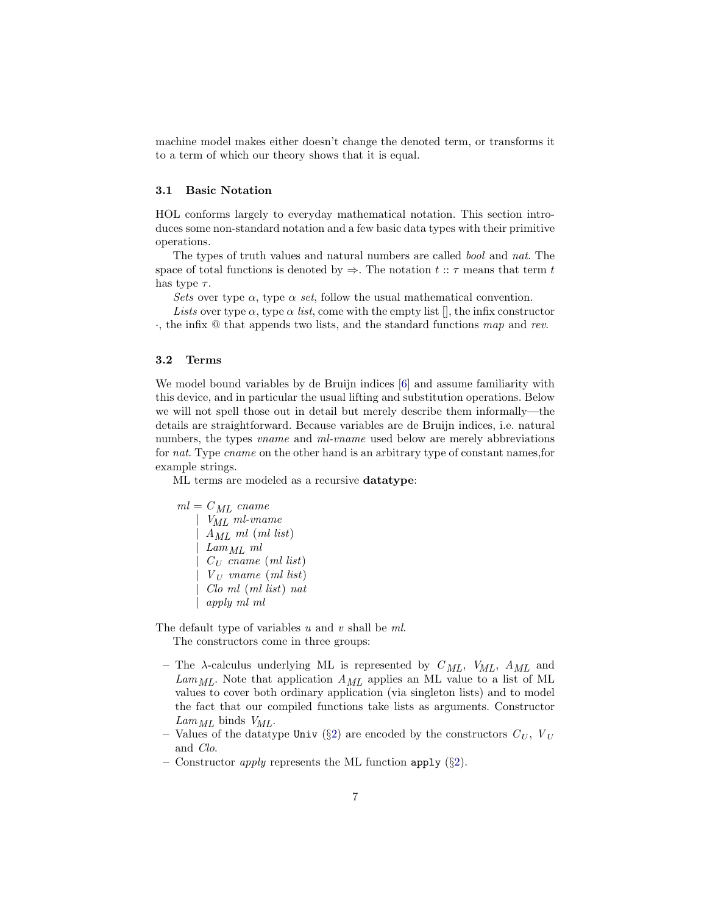machine model makes either doesn't change the denoted term, or transforms it to a term of which our theory shows that it is equal.

### 3.1 Basic Notation

HOL conforms largely to everyday mathematical notation. This section introduces some non-standard notation and a few basic data types with their primitive operations.

The types of truth values and natural numbers are called *bool* and *nat*. The space of total functions is denoted by $\Rightarrow$. The notation $t :: \tau$ means that term $t$ has type $\tau$.

*Sets* over type $\alpha$, type $\alpha$ *set*, follow the usual mathematical convention.

*Lists* over type $\alpha$, type $\alpha$ *list*, come with the empty list [], the infix constructor $\cdot$, the infix @ that appends two lists, and the standard functions *map* and *rev*.

### 3.2 Terms

We model bound variables by de Bruijn indices [6] and assume familiarity with this device, and in particular the usual lifting and substitution operations. Below we will not spell those out in detail but merely describe them informally—the details are straightforward. Because variables are de Bruijn indices, i.e. natural numbers, the types *vname* and *ml-vname* used below are merely abbreviations for *nat*. Type *cname* on the other hand is an arbitrary type of constant names,for example strings.

ML terms are modeled as a recursive **datatype**:

$$
\begin{aligned}
ml = \;& C_{ML}\ cname \\
\mid\;& V_{ML}\ ml\text{-}vname \\
\mid\;& A_{ML}\ ml\ (ml\ list) \\
\mid\;& Lam_{ML}\ ml \\
\mid\;& C_U\ cname\ (ml\ list) \\
\mid\;& V_U\ vname\ (ml\ list) \\
\mid\;& Clo\ ml\ (ml\ list)\ nat \\
\mid\;& apply\ ml\ ml
\end{aligned}
$$

The default type of variables $u$ and $v$ shall be *ml*.

The constructors come in three groups:

- The $\lambda$-calculus underlying ML is represented by $C_{ML}$, $V_{ML}$, $A_{ML}$ and $Lam_{ML}$. Note that application $A_{ML}$ applies an ML value to a list of ML values to cover both ordinary application (via singleton lists) and to model the fact that our compiled functions take lists as arguments. Constructor $Lam_{ML}$ binds $V_{ML}$.
- Values of the datatype `Univ` (§2) are encoded by the constructors $C_U$, $V_U$ and *Clo*.
- Constructor *apply* represents the ML function `apply` (§2).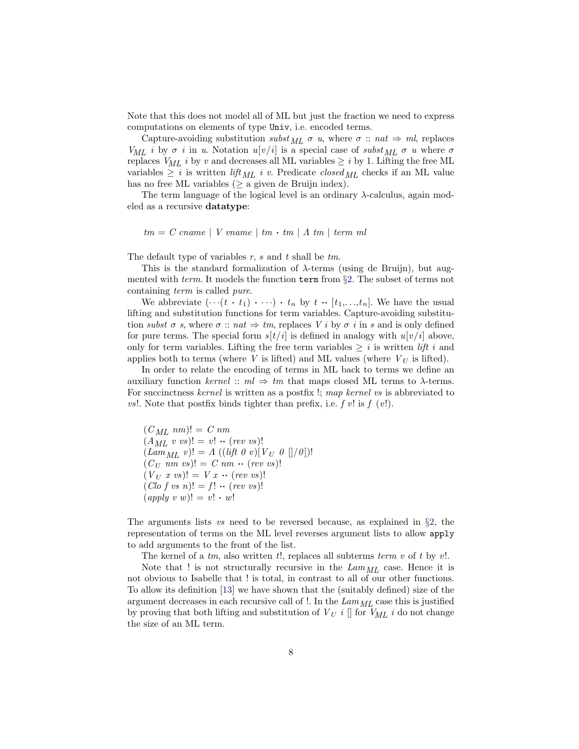Note that this does not model all of ML but just the fraction we need to express computations on elements of type `Univ`, i.e. encoded terms.

Capture-avoiding substitution $subst_{ML}\ \sigma\ u$, where $\sigma :: nat \Rightarrow ml$, replaces $V_{ML}\ i$ by $\sigma\ i$ in $u$. Notation $u[v/i]$ is a special case of $subst_{ML}\ \sigma\ u$ where $\sigma$ replaces $V_{ML}\ i$ by $v$ and decreases all ML variables $\geq i$ by 1. Lifting the free ML variables $\geq i$ is written $lift_{ML}\ i\ v$. Predicate $closed_{ML}$ checks if an ML value has no free ML variables ($\geq$ a given de Bruijn index).

The term language of the logical level is an ordinary $\lambda$-calculus, again modeled as a recursive **datatype**:

$$tm = C\ cname \mid V\ vname \mid tm \cdot tm \mid \Lambda\ tm \mid term\ ml$$

The default type of variables $r$, $s$ and $t$ shall be $tm$.

This is the standard formalization of $\lambda$-terms (using de Bruijn), but augmented with *term*. It models the function `term` from §2. The subset of terms not containing *term* is called *pure*.

We abbreviate $(\cdots(t \cdot t_1) \cdot \cdots) \cdot t_n$ by $t \cdot\cdot [t_1,\ldots,t_n]$. We have the usual lifting and substitution functions for term variables. Capture-avoiding substitution $subst\ \sigma\ s$, where $\sigma :: nat \Rightarrow tm$, replaces $V\ i$ by $\sigma\ i$ in $s$ and is only defined for pure terms. The special form $s[t/i]$ is defined in analogy with $u[v/i]$ above, only for term variables. Lifting the free term variables $\geq i$ is written $lift\ i$ and applies both to terms (where $V$ is lifted) and ML values (where $V_U$ is lifted).

In order to relate the encoding of terms in ML back to terms we define an auxiliary function $kernel :: ml \Rightarrow tm$ that maps closed ML terms to $\lambda$-terms. For succinctness *kernel* is written as a postfix !; $map\ kernel\ vs$ is abbreviated to $vs!$. Note that postfix binds tighter than prefix, i.e. $f\ v!$ is $f\ (v!)$.

$$
\begin{aligned}
&(C_{ML}\ nm)! = C\ nm \\
&(A_{ML}\ v\ vs)! = v! \cdot\cdot (rev\ vs)! \\
&(Lam_{ML}\ v)! = \Lambda\ ((lift\ 0\ v)[V_U\ 0\ []/0])! \\
&(C_U\ nm\ vs)! = C\ nm \cdot\cdot (rev\ vs)! \\
&(V_U\ x\ vs)! = V\ x \cdot\cdot (rev\ vs)! \\
&(Clo\ f\ vs\ n)! = f! \cdot\cdot (rev\ vs)! \\
&(apply\ v\ w)! = v! \cdot w!
\end{aligned}
$$

The arguments lists $vs$ need to be reversed because, as explained in §2, the representation of terms on the ML level reverses argument lists to allow `apply` to add arguments to the front of the list.

The kernel of a $tm$, also written $t!$, replaces all subterms $term\ v$ of $t$ by $v!$.

Note that ! is not structurally recursive in the $Lam_{ML}$ case. Hence it is not obvious to Isabelle that ! is total, in contrast to all of our other functions. To allow its definition [13] we have shown that the (suitably defined) size of the argument decreases in each recursive call of !. In the $Lam_{ML}$ case this is justified by proving that both lifting and substitution of $V_U\ i\ []$ for $V_{ML}\ i$ do not change the size of an ML term.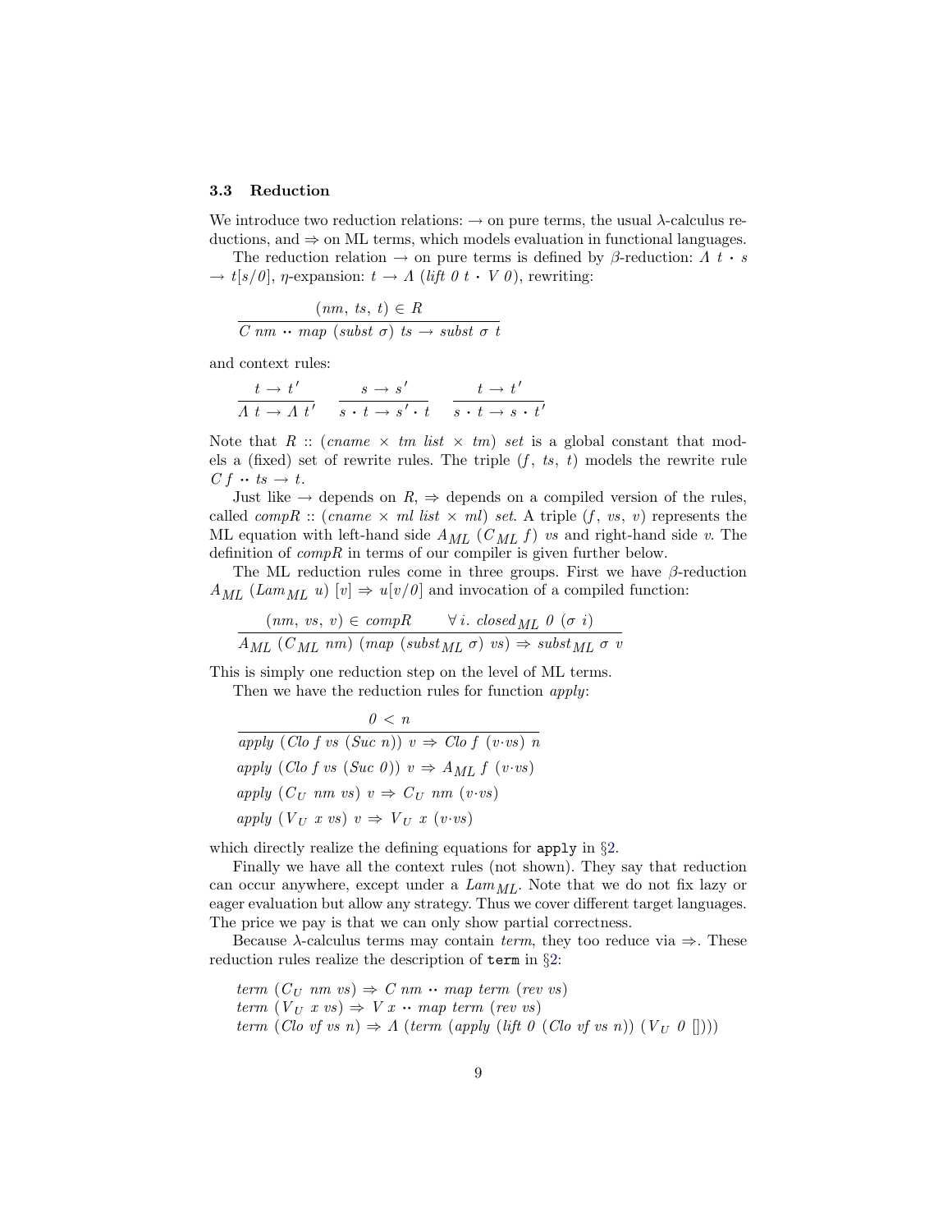### 3.3 Reduction

We introduce two reduction relations: $\rightarrow$ on pure terms, the usual $\lambda$-calculus reductions, and $\Rightarrow$ on ML terms, which models evaluation in functional languages.

The reduction relation $\rightarrow$ on pure terms is defined by $\beta$-reduction: $\Lambda\ t \cdot s \rightarrow t[s/0]$, $\eta$-expansion: $t \rightarrow \Lambda\ (lift\ 0\ t \cdot V\ 0)$, rewriting:

$$\frac{(nm,\ ts,\ t) \in R}{C\ nm \cdot\cdot\ map\ (subst\ \sigma)\ ts \rightarrow subst\ \sigma\ t}$$

and context rules:

$$\frac{t \rightarrow t'}{\Lambda\ t \rightarrow \Lambda\ t'} \qquad \frac{s \rightarrow s'}{s \cdot t \rightarrow s' \cdot t} \qquad \frac{t \rightarrow t'}{s \cdot t \rightarrow s \cdot t'}$$

Note that $R :: (cname \times tm\ list \times tm)\ set$ is a global constant that models a (fixed) set of rewrite rules. The triple $(f,\ ts,\ t)$ models the rewrite rule $C\,f \cdot\cdot\ ts \rightarrow t$.

Just like $\rightarrow$ depends on $R$, $\Rightarrow$ depends on a compiled version of the rules, called $compR :: (cname \times ml\ list \times ml)\ set$. A triple $(f,\ vs,\ v)$ represents the ML equation with left-hand side $A_{ML}\ (C_{ML}\ f)\ vs$ and right-hand side $v$. The definition of $compR$ in terms of our compiler is given further below.

The ML reduction rules come in three groups. First we have $\beta$-reduction $A_{ML}\ (Lam_{ML}\ u)\ [v] \Rightarrow u[v/0]$ and invocation of a compiled function:

$$\frac{(nm,\ vs,\ v) \in compR \qquad \forall\, i.\ closed_{ML}\ 0\ (\sigma\ i)}{A_{ML}\ (C_{ML}\ nm)\ (map\ (subst_{ML}\ \sigma)\ vs) \Rightarrow subst_{ML}\ \sigma\ v}$$

This is simply one reduction step on the level of ML terms.

Then we have the reduction rules for function *apply*:

$$\frac{0 < n}{apply\ (Clo\ f\ vs\ (Suc\ n))\ v \Rightarrow Clo\ f\ (v{\cdot}vs)\ n}$$

$$apply\ (Clo\ f\ vs\ (Suc\ 0))\ v \Rightarrow A_{ML}\ f\ (v{\cdot}vs)$$

$$apply\ (C_U\ nm\ vs)\ v \Rightarrow C_U\ nm\ (v{\cdot}vs)$$

$$apply\ (V_U\ x\ vs)\ v \Rightarrow V_U\ x\ (v{\cdot}vs)$$

which directly realize the defining equations for `apply` in §2.

Finally we have all the context rules (not shown). They say that reduction can occur anywhere, except under a $Lam_{ML}$. Note that we do not fix lazy or eager evaluation but allow any strategy. Thus we cover different target languages. The price we pay is that we can only show partial correctness.

Because $\lambda$-calculus terms may contain *term*, they too reduce via $\Rightarrow$. These reduction rules realize the description of `term` in §2:

$$term\ (C_U\ nm\ vs) \Rightarrow C\ nm \cdot\cdot\ map\ term\ (rev\ vs)$$
$$term\ (V_U\ x\ vs) \Rightarrow V\ x \cdot\cdot\ map\ term\ (rev\ vs)$$
$$term\ (Clo\ vf\ vs\ n) \Rightarrow \Lambda\ (term\ (apply\ (lift\ 0\ (Clo\ vf\ vs\ n))\ (V_U\ 0\ [\,])))$$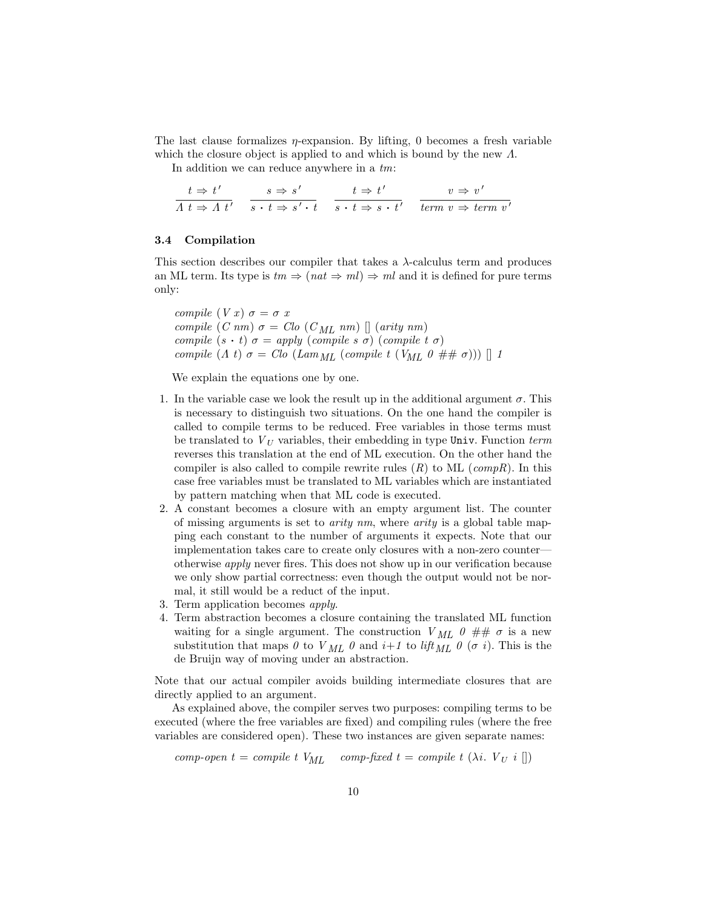The last clause formalizes $\eta$-expansion. By lifting, 0 becomes a fresh variable which the closure object is applied to and which is bound by the new $\Lambda$.

In addition we can reduce anywhere in a *tm*:

$$\frac{t \Rightarrow t'}{\Lambda\ t \Rightarrow \Lambda\ t'} \qquad \frac{s \Rightarrow s'}{s \cdot t \Rightarrow s' \cdot t} \qquad \frac{t \Rightarrow t'}{s \cdot t \Rightarrow s \cdot t'} \qquad \frac{v \Rightarrow v'}{term\ v \Rightarrow term\ v'}$$

### 3.4 Compilation

This section describes our compiler that takes a $\lambda$-calculus term and produces an ML term. Its type is $tm \Rightarrow (nat \Rightarrow ml) \Rightarrow ml$ and it is defined for pure terms only:

$compile\ (V\ x)\ \sigma = \sigma\ x$
$compile\ (C\ nm)\ \sigma = Clo\ (C_{ML}\ nm)\ []\ (arity\ nm)$
$compile\ (s \cdot t)\ \sigma = apply\ (compile\ s\ \sigma)\ (compile\ t\ \sigma)$
$compile\ (\Lambda\ t)\ \sigma = Clo\ (Lam_{ML}\ (compile\ t\ (V_{ML}\ 0\ \#\#\ \sigma)))\ []\ 1$

We explain the equations one by one.

1. In the variable case we look the result up in the additional argument $\sigma$. This is necessary to distinguish two situations. On the one hand the compiler is called to compile terms to be reduced. Free variables in those terms must be translated to $V_U$ variables, their embedding in type `Univ`. Function *term* reverses this translation at the end of ML execution. On the other hand the compiler is also called to compile rewrite rules ($R$) to ML (*compR*). In this case free variables must be translated to ML variables which are instantiated by pattern matching when that ML code is executed.
2. A constant becomes a closure with an empty argument list. The counter of missing arguments is set to *arity nm*, where *arity* is a global table mapping each constant to the number of arguments it expects. Note that our implementation takes care to create only closures with a non-zero counter—otherwise *apply* never fires. This does not show up in our verification because we only show partial correctness: even though the output would not be normal, it still would be a reduct of the input.
3. Term application becomes *apply*.
4. Term abstraction becomes a closure containing the translated ML function waiting for a single argument. The construction $V_{ML}\ 0\ \#\#\ \sigma$ is a new substitution that maps $0$ to $V_{ML}\ 0$ and $i{+}1$ to $lift_{ML}\ 0\ (\sigma\ i)$. This is the de Bruijn way of moving under an abstraction.

Note that our actual compiler avoids building intermediate closures that are directly applied to an argument.

As explained above, the compiler serves two purposes: compiling terms to be executed (where the free variables are fixed) and compiling rules (where the free variables are considered open). These two instances are given separate names:

$comp\text{-}open\ t = compile\ t\ V_{ML} \qquad comp\text{-}fixed\ t = compile\ t\ (\lambda i.\ V_U\ i\ [])$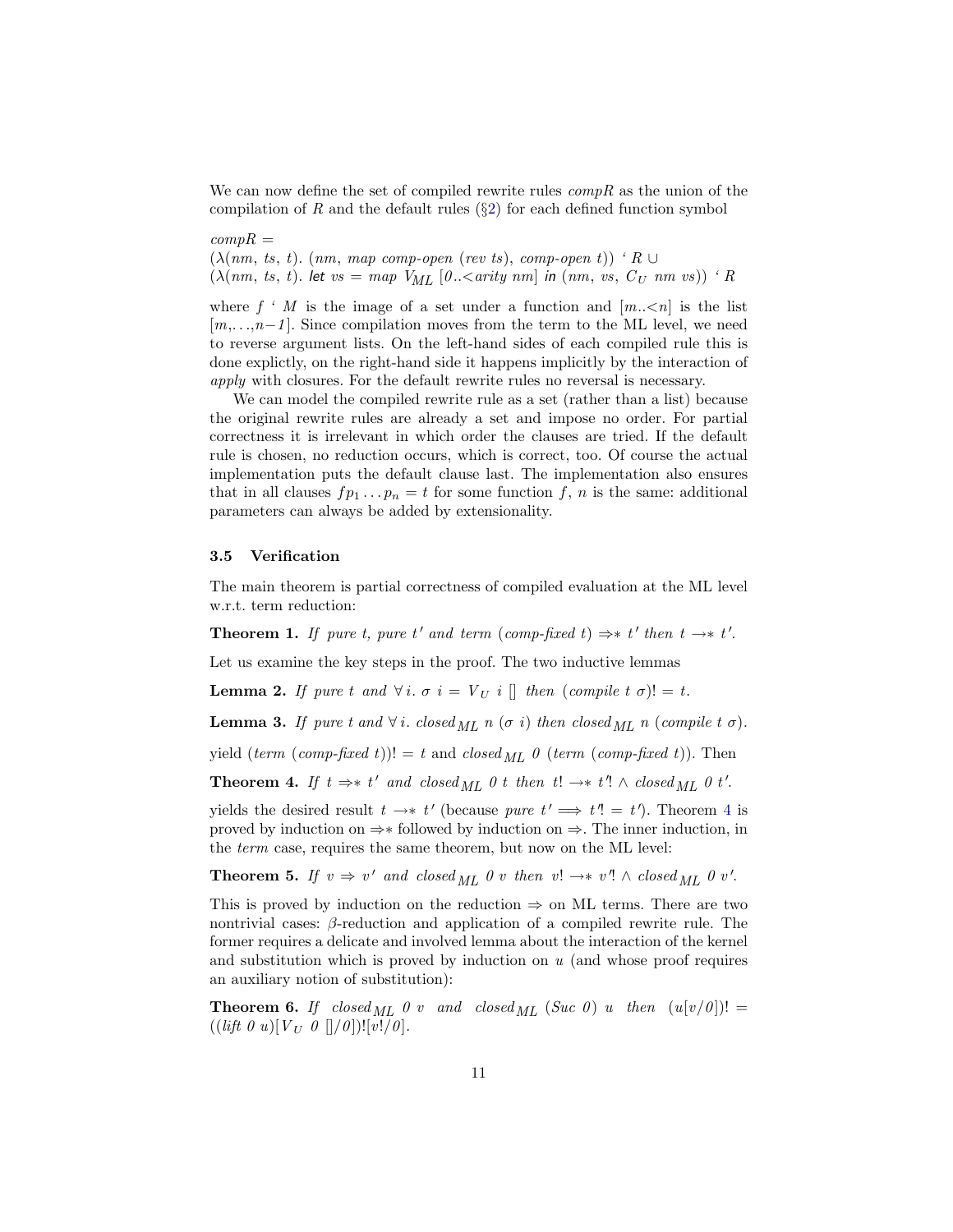We can now define the set of compiled rewrite rules *compR* as the union of the compilation of $R$ and the default rules (§2) for each defined function symbol

$$
\begin{aligned}
&compR = \\
&(\lambda(nm,\ ts,\ t).\ (nm,\ map\ comp\text{-}open\ (rev\ ts),\ comp\text{-}open\ t))\ \text{`}\ R\ \cup \\
&(\lambda(nm,\ ts,\ t).\ \textsf{let}\ vs = map\ V_{ML}\ [0..{<}arity\ nm]\ \textsf{in}\ (nm,\ vs,\ C_U\ nm\ vs))\ \text{`}\ R
\end{aligned}
$$

where $f$ ` $M$ is the image of a set under a function and $[m..{<}n]$ is the list $[m,\ldots,n{-}1]$. Since compilation moves from the term to the ML level, we need to reverse argument lists. On the left-hand sides of each compiled rule this is done explictly, on the right-hand side it happens implicitly by the interaction of *apply* with closures. For the default rewrite rules no reversal is necessary.

We can model the compiled rewrite rule as a set (rather than a list) because the original rewrite rules are already a set and impose no order. For partial correctness it is irrelevant in which order the clauses are tried. If the default rule is chosen, no reduction occurs, which is correct, too. Of course the actual implementation puts the default clause last. The implementation also ensures that in all clauses $fp_1 \ldots p_n = t$ for some function $f$, $n$ is the same: additional parameters can always be added by extensionality.

### 3.5 Verification

The main theorem is partial correctness of compiled evaluation at the ML level w.r.t. term reduction:

**Theorem 1.** *If pure t, pure t′ and term (comp-fixed t)* $\Rightarrow*$ $t'$ *then* $t \rightarrow* t'$.

Let us examine the key steps in the proof. The two inductive lemmas

**Lemma 2.** *If pure t and* $\forall\, i.\ \sigma\ i = V_U\ i\ []$ *then* $(compile\ t\ \sigma)! = t$.

**Lemma 3.** *If pure t and* $\forall\, i.\ closed_{ML}\ n\ (\sigma\ i)$ *then* $closed_{ML}\ n\ (compile\ t\ \sigma)$.

yield $(term\ (comp\text{-}fixed\ t))! = t$ and $closed_{ML}\ 0\ (term\ (comp\text{-}fixed\ t))$. Then

**Theorem 4.** *If* $t \Rightarrow* t'$ *and* $closed_{ML}\ 0\ t$ *then* $t! \rightarrow* t'! \wedge closed_{ML}\ 0\ t'$.

yields the desired result $t \rightarrow* t'$ (because $pure\ t' \Longrightarrow t'! = t'$). Theorem 4 is proved by induction on $\Rightarrow*$ followed by induction on $\Rightarrow$. The inner induction, in the *term* case, requires the same theorem, but now on the ML level:

**Theorem 5.** *If* $v \Rightarrow v'$ *and* $closed_{ML}\ 0\ v$ *then* $v! \rightarrow* v'! \wedge closed_{ML}\ 0\ v'$.

This is proved by induction on the reduction $\Rightarrow$ on ML terms. There are two nontrivial cases: β-reduction and application of a compiled rewrite rule. The former requires a delicate and involved lemma about the interaction of the kernel and substitution which is proved by induction on $u$ (and whose proof requires an auxiliary notion of substitution):

**Theorem 6.** *If* $closed_{ML}\ 0\ v$ *and* $closed_{ML}\ (Suc\ 0)\ u$ *then* $(u[v/0])! = ((lift\ 0\ u)[V_U\ 0\ []/0])![v!/0]$.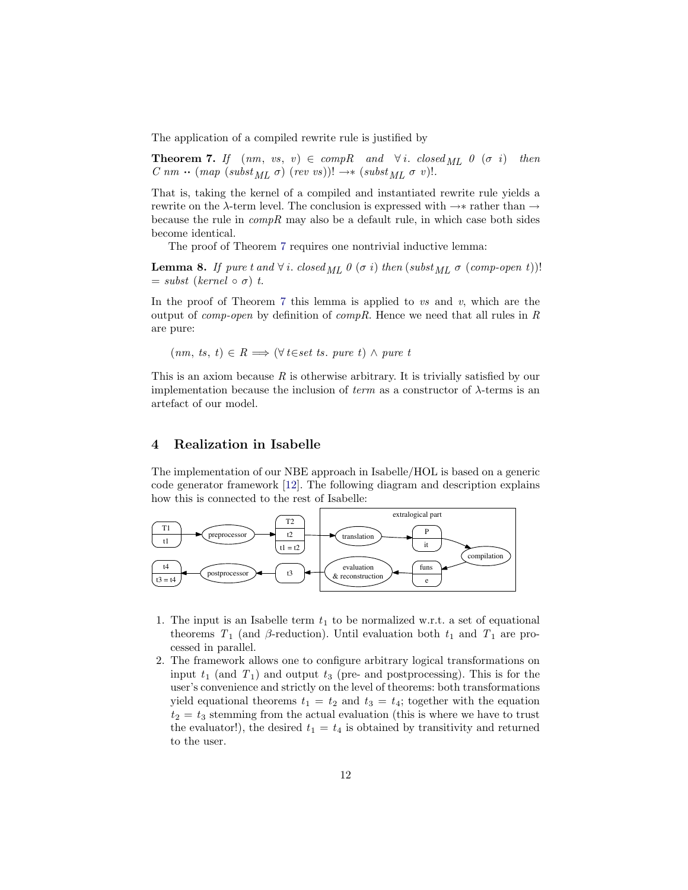The application of a compiled rewrite rule is justified by

**Theorem 7.** *If* $(nm,\ vs,\ v) \in compR$ *and* $\forall i.\ closed_{ML}\ 0\ (\sigma\ i)$ *then* $C\ nm \bullet\bullet\ (map\ (subst_{ML}\ \sigma)\ (rev\ vs))! \rightarrow*\ (subst_{ML}\ \sigma\ v)!$.

That is, taking the kernel of a compiled and instantiated rewrite rule yields a rewrite on the λ-term level. The conclusion is expressed with $\rightarrow*$ rather than $\rightarrow$ because the rule in *compR* may also be a default rule, in which case both sides become identical.

The proof of Theorem 7 requires one nontrivial inductive lemma:

**Lemma 8.** *If pure t and* $\forall i.\ closed_{ML}\ 0\ (\sigma\ i)$ *then* $(subst_{ML}\ \sigma\ (comp\text{-}open\ t))! = subst\ (kernel \circ \sigma)\ t$.

In the proof of Theorem 7 this lemma is applied to *vs* and *v*, which are the output of *comp-open* by definition of *compR*. Hence we need that all rules in *R* are pure:

$$(nm,\ ts,\ t) \in R \Longrightarrow (\forall t{\in}set\ ts.\ pure\ t) \wedge pure\ t$$

This is an axiom because *R* is otherwise arbitrary. It is trivially satisfied by our implementation because the inclusion of *term* as a constructor of λ-terms is an artefact of our model.

## 4 Realization in Isabelle

The implementation of our NBE approach in Isabelle/HOL is based on a generic code generator framework [12]. The following diagram and description explains how this is connected to the rest of Isabelle:

1. The input is an Isabelle term $t_1$ to be normalized w.r.t. a set of equational theorems $T_1$ (and β-reduction). Until evaluation both $t_1$ and $T_1$ are processed in parallel.
2. The framework allows one to configure arbitrary logical transformations on input $t_1$ (and $T_1$) and output $t_3$ (pre- and postprocessing). This is for the user's convenience and strictly on the level of theorems: both transformations yield equational theorems $t_1 = t_2$ and $t_3 = t_4$; together with the equation $t_2 = t_3$ stemming from the actual evaluation (this is where we have to trust the evaluator!), the desired $t_1 = t_4$ is obtained by transitivity and returned to the user.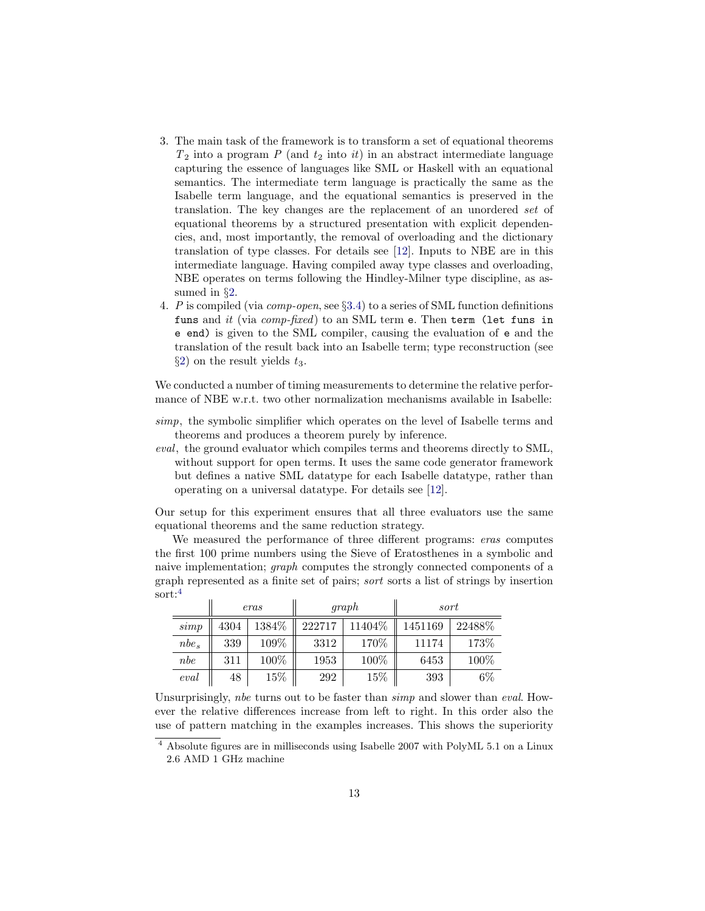3. The main task of the framework is to transform a set of equational theorems $T_2$ into a program $P$ (and $t_2$ into *it*) in an abstract intermediate language capturing the essence of languages like SML or Haskell with an equational semantics. The intermediate term language is practically the same as the Isabelle term language, and the equational semantics is preserved in the translation. The key changes are the replacement of an unordered *set* of equational theorems by a structured presentation with explicit dependencies, and, most importantly, the removal of overloading and the dictionary translation of type classes. For details see [12]. Inputs to NBE are in this intermediate language. Having compiled away type classes and overloading, NBE operates on terms following the Hindley-Milner type discipline, as assumed in §2.
4. $P$ is compiled (via *comp-open*, see §3.4) to a series of SML function definitions `funs` and *it* (via *comp-fixed*) to an SML term `e`. Then `term (let funs in e end)` is given to the SML compiler, causing the evaluation of `e` and the translation of the result back into an Isabelle term; type reconstruction (see §2) on the result yields $t_3$.

We conducted a number of timing measurements to determine the relative performance of NBE w.r.t. two other normalization mechanisms available in Isabelle:

*simp*, the symbolic simplifier which operates on the level of Isabelle terms and theorems and produces a theorem purely by inference.

*eval*, the ground evaluator which compiles terms and theorems directly to SML, without support for open terms. It uses the same code generator framework but defines a native SML datatype for each Isabelle datatype, rather than operating on a universal datatype. For details see [12].

Our setup for this experiment ensures that all three evaluators use the same equational theorems and the same reduction strategy.

We measured the performance of three different programs: *eras* computes the first 100 prime numbers using the Sieve of Eratosthenes in a symbolic and naive implementation; *graph* computes the strongly connected components of a graph represented as a finite set of pairs; *sort* sorts a list of strings by insertion sort:[4]

| | *eras* | | *graph* | | *sort* | |
|---|---|---|---|---|---|---|
| *simp* | 4304 | 1384% | 222717 | 11404% | 1451169 | 22488% |
| $nbe_s$ | 339 | 109% | 3312 | 170% | 11174 | 173% |
| *nbe* | 311 | 100% | 1953 | 100% | 6453 | 100% |
| *eval* | 48 | 15% | 292 | 15% | 393 | 6% |

Unsurprisingly, *nbe* turns out to be faster than *simp* and slower than *eval*. However the relative differences increase from left to right. In this order also the use of pattern matching in the examples increases. This shows the superiority

[4] Absolute figures are in milliseconds using Isabelle 2007 with PolyML 5.1 on a Linux 2.6 AMD 1 GHz machine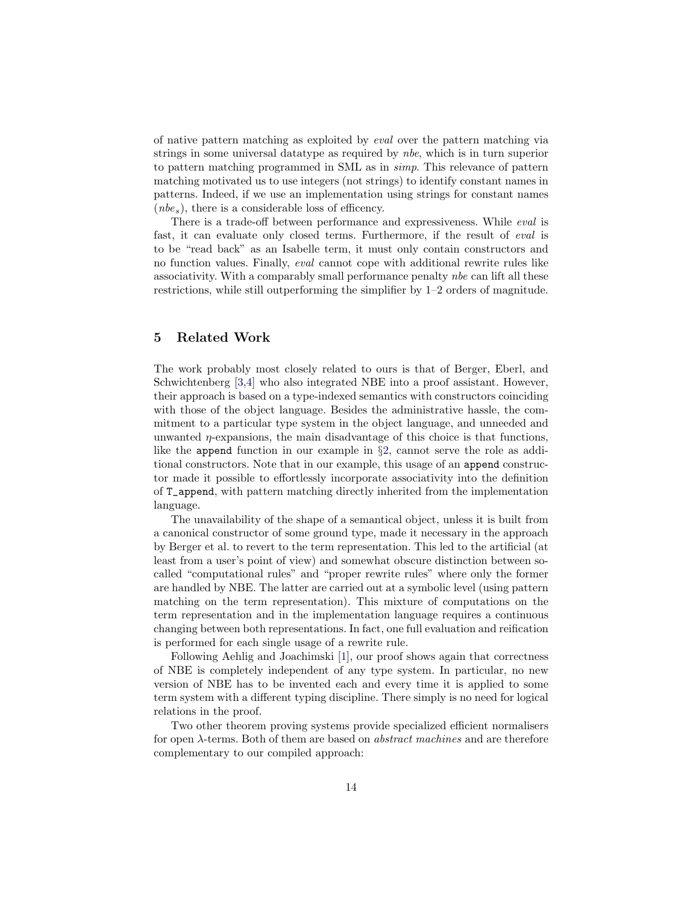of native pattern matching as exploited by *eval* over the pattern matching via strings in some universal datatype as required by *nbe*, which is in turn superior to pattern matching programmed in SML as in *simp*. This relevance of pattern matching motivated us to use integers (not strings) to identify constant names in patterns. Indeed, if we use an implementation using strings for constant names ($nbe_s$), there is a considerable loss of efficency.

There is a trade-off between performance and expressiveness. While *eval* is fast, it can evaluate only closed terms. Furthermore, if the result of *eval* is to be "read back" as an Isabelle term, it must only contain constructors and no function values. Finally, *eval* cannot cope with additional rewrite rules like associativity. With a comparably small performance penalty *nbe* can lift all these restrictions, while still outperforming the simplifier by 1–2 orders of magnitude.

## 5 Related Work

The work probably most closely related to ours is that of Berger, Eberl, and Schwichtenberg [3,4] who also integrated NBE into a proof assistant. However, their approach is based on a type-indexed semantics with constructors coinciding with those of the object language. Besides the administrative hassle, the commitment to a particular type system in the object language, and unneeded and unwanted $\eta$-expansions, the main disadvantage of this choice is that functions, like the `append` function in our example in §2, cannot serve the role as additional constructors. Note that in our example, this usage of an `append` constructor made it possible to effortlessly incorporate associativity into the definition of `T_append`, with pattern matching directly inherited from the implementation language.

The unavailability of the shape of a semantical object, unless it is built from a canonical constructor of some ground type, made it necessary in the approach by Berger et al. to revert to the term representation. This led to the artificial (at least from a user's point of view) and somewhat obscure distinction between so-called "computational rules" and "proper rewrite rules" where only the former are handled by NBE. The latter are carried out at a symbolic level (using pattern matching on the term representation). This mixture of computations on the term representation and in the implementation language requires a continuous changing between both representations. In fact, one full evaluation and reification is performed for each single usage of a rewrite rule.

Following Aehlig and Joachimski [1], our proof shows again that correctness of NBE is completely independent of any type system. In particular, no new version of NBE has to be invented each and every time it is applied to some term system with a different typing discipline. There simply is no need for logical relations in the proof.

Two other theorem proving systems provide specialized efficient normalisers for open $\lambda$-terms. Both of them are based on *abstract machines* and are therefore complementary to our compiled approach: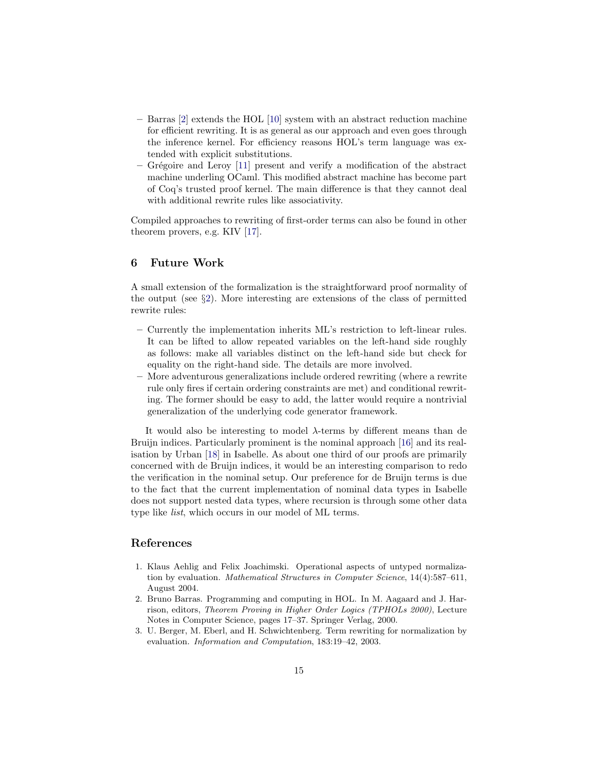– Barras [2] extends the HOL [10] system with an abstract reduction machine for efficient rewriting. It is as general as our approach and even goes through the inference kernel. For efficiency reasons HOL's term language was extended with explicit substitutions.
– Grégoire and Leroy [11] present and verify a modification of the abstract machine underling OCaml. This modified abstract machine has become part of Coq's trusted proof kernel. The main difference is that they cannot deal with additional rewrite rules like associativity.

Compiled approaches to rewriting of first-order terms can also be found in other theorem provers, e.g. KIV [17].

## 6 Future Work

A small extension of the formalization is the straightforward proof normality of the output (see §2). More interesting are extensions of the class of permitted rewrite rules:

– Currently the implementation inherits ML's restriction to left-linear rules. It can be lifted to allow repeated variables on the left-hand side roughly as follows: make all variables distinct on the left-hand side but check for equality on the right-hand side. The details are more involved.
– More adventurous generalizations include ordered rewriting (where a rewrite rule only fires if certain ordering constraints are met) and conditional rewriting. The former should be easy to add, the latter would require a nontrivial generalization of the underlying code generator framework.

It would also be interesting to model $\lambda$-terms by different means than de Bruijn indices. Particularly prominent is the nominal approach [16] and its realisation by Urban [18] in Isabelle. As about one third of our proofs are primarily concerned with de Bruijn indices, it would be an interesting comparison to redo the verification in the nominal setup. Our preference for de Bruijn terms is due to the fact that the current implementation of nominal data types in Isabelle does not support nested data types, where recursion is through some other data type like *list*, which occurs in our model of ML terms.

## References

1. Klaus Aehlig and Felix Joachimski. Operational aspects of untyped normalization by evaluation. *Mathematical Structures in Computer Science*, 14(4):587–611, August 2004.
2. Bruno Barras. Programming and computing in HOL. In M. Aagaard and J. Harrison, editors, *Theorem Proving in Higher Order Logics (TPHOLs 2000)*, Lecture Notes in Computer Science, pages 17–37. Springer Verlag, 2000.
3. U. Berger, M. Eberl, and H. Schwichtenberg. Term rewriting for normalization by evaluation. *Information and Computation*, 183:19–42, 2003.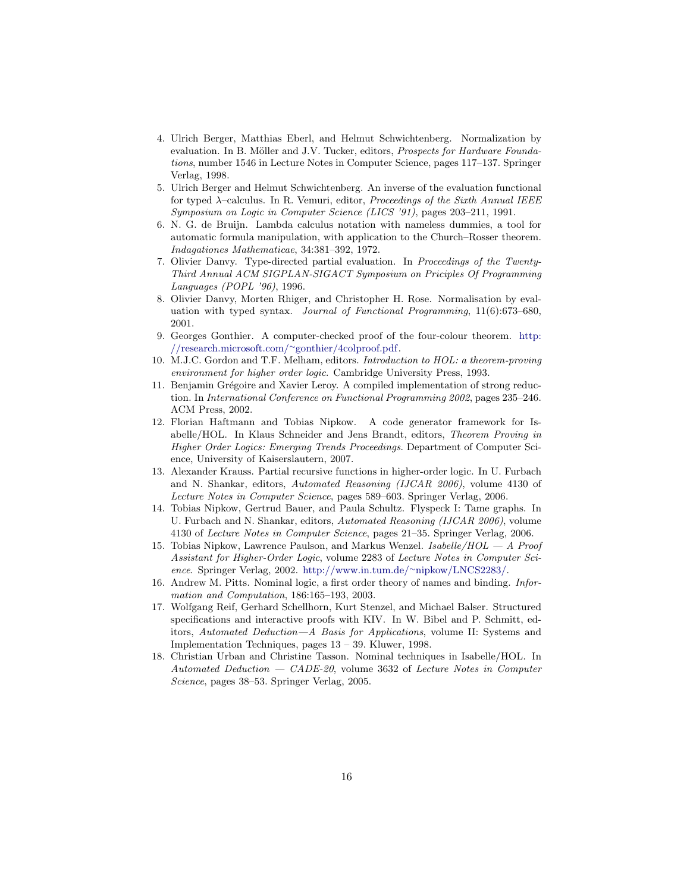4. Ulrich Berger, Matthias Eberl, and Helmut Schwichtenberg. Normalization by evaluation. In B. Möller and J.V. Tucker, editors, *Prospects for Hardware Foundations*, number 1546 in Lecture Notes in Computer Science, pages 117–137. Springer Verlag, 1998.
5. Ulrich Berger and Helmut Schwichtenberg. An inverse of the evaluation functional for typed $\lambda$–calculus. In R. Vemuri, editor, *Proceedings of the Sixth Annual IEEE Symposium on Logic in Computer Science (LICS '91)*, pages 203–211, 1991.
6. N. G. de Bruijn. Lambda calculus notation with nameless dummies, a tool for automatic formula manipulation, with application to the Church–Rosser theorem. *Indagationes Mathematicae*, 34:381–392, 1972.
7. Olivier Danvy. Type-directed partial evaluation. In *Proceedings of the Twenty-Third Annual ACM SIGPLAN-SIGACT Symposium on Priciples Of Programming Languages (POPL '96)*, 1996.
8. Olivier Danvy, Morten Rhiger, and Christopher H. Rose. Normalisation by evaluation with typed syntax. *Journal of Functional Programming*, 11(6):673–680, 2001.
9. Georges Gonthier. A computer-checked proof of the four-colour theorem. http://research.microsoft.com/~gonthier/4colproof.pdf.
10. M.J.C. Gordon and T.F. Melham, editors. *Introduction to HOL: a theorem-proving environment for higher order logic*. Cambridge University Press, 1993.
11. Benjamin Grégoire and Xavier Leroy. A compiled implementation of strong reduction. In *International Conference on Functional Programming 2002*, pages 235–246. ACM Press, 2002.
12. Florian Haftmann and Tobias Nipkow. A code generator framework for Isabelle/HOL. In Klaus Schneider and Jens Brandt, editors, *Theorem Proving in Higher Order Logics: Emerging Trends Proceedings*. Department of Computer Science, University of Kaiserslautern, 2007.
13. Alexander Krauss. Partial recursive functions in higher-order logic. In U. Furbach and N. Shankar, editors, *Automated Reasoning (IJCAR 2006)*, volume 4130 of *Lecture Notes in Computer Science*, pages 589–603. Springer Verlag, 2006.
14. Tobias Nipkow, Gertrud Bauer, and Paula Schultz. Flyspeck I: Tame graphs. In U. Furbach and N. Shankar, editors, *Automated Reasoning (IJCAR 2006)*, volume 4130 of *Lecture Notes in Computer Science*, pages 21–35. Springer Verlag, 2006.
15. Tobias Nipkow, Lawrence Paulson, and Markus Wenzel. *Isabelle/HOL — A Proof Assistant for Higher-Order Logic*, volume 2283 of *Lecture Notes in Computer Science*. Springer Verlag, 2002. http://www.in.tum.de/~nipkow/LNCS2283/.
16. Andrew M. Pitts. Nominal logic, a first order theory of names and binding. *Information and Computation*, 186:165–193, 2003.
17. Wolfgang Reif, Gerhard Schellhorn, Kurt Stenzel, and Michael Balser. Structured specifications and interactive proofs with KIV. In W. Bibel and P. Schmitt, editors, *Automated Deduction—A Basis for Applications*, volume II: Systems and Implementation Techniques, pages 13 – 39. Kluwer, 1998.
18. Christian Urban and Christine Tasson. Nominal techniques in Isabelle/HOL. In *Automated Deduction — CADE-20*, volume 3632 of *Lecture Notes in Computer Science*, pages 38–53. Springer Verlag, 2005.